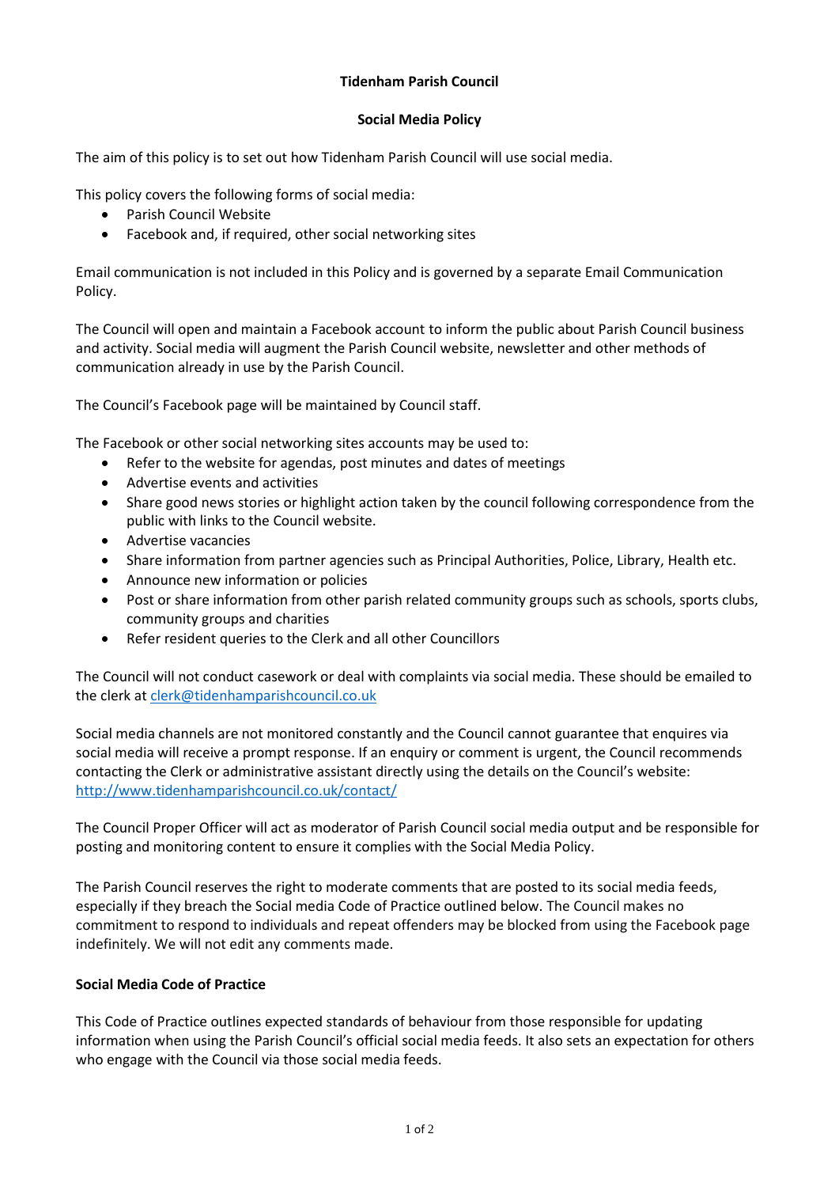# Tidenham Parish Council

## Social Media Policy

The aim of this policy is to set out how Tidenham Parish Council will use social media.

This policy covers the following forms of social media:

- Parish Council Website
- Facebook and, if required, other social networking sites

Email communication is not included in this Policy and is governed by a separate Email Communication Policy.

The Council will open and maintain a Facebook account to inform the public about Parish Council business and activity. Social media will augment the Parish Council website, newsletter and other methods of communication already in use by the Parish Council.

The Council's Facebook page will be maintained by Council staff.

The Facebook or other social networking sites accounts may be used to:

- Refer to the website for agendas, post minutes and dates of meetings
- Advertise events and activities
- Share good news stories or highlight action taken by the council following correspondence from the public with links to the Council website.
- Advertise vacancies
- Share information from partner agencies such as Principal Authorities, Police, Library, Health etc.
- Announce new information or policies
- Post or share information from other parish related community groups such as schools, sports clubs, community groups and charities
- Refer resident queries to the Clerk and all other Councillors

The Council will not conduct casework or deal with complaints via social media. These should be emailed to the clerk at clerk@tidenhamparishcouncil.co.uk

Social media channels are not monitored constantly and the Council cannot guarantee that enquires via social media will receive a prompt response. If an enquiry or comment is urgent, the Council recommends contacting the Clerk or administrative assistant directly using the details on the Council's website: http://www.tidenhamparishcouncil.co.uk/contact/

The Council Proper Officer will act as moderator of Parish Council social media output and be responsible for posting and monitoring content to ensure it complies with the Social Media Policy.

The Parish Council reserves the right to moderate comments that are posted to its social media feeds, especially if they breach the Social media Code of Practice outlined below. The Council makes no commitment to respond to individuals and repeat offenders may be blocked from using the Facebook page indefinitely. We will not edit any comments made.

### Social Media Code of Practice

This Code of Practice outlines expected standards of behaviour from those responsible for updating information when using the Parish Council's official social media feeds. It also sets an expectation for others who engage with the Council via those social media feeds.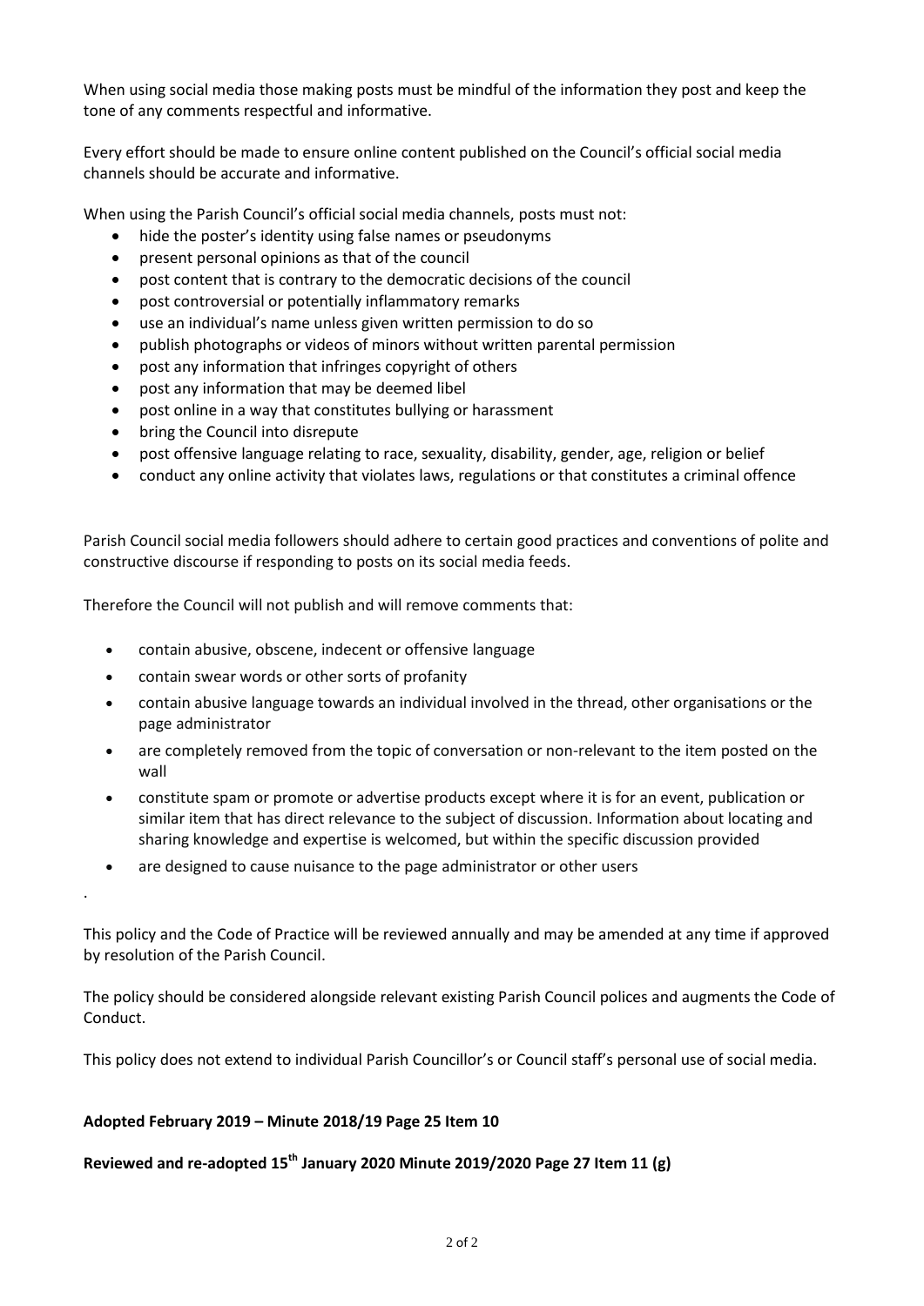When using social media those making posts must be mindful of the information they post and keep the tone of any comments respectful and informative.

Every effort should be made to ensure online content published on the Council's official social media channels should be accurate and informative.

When using the Parish Council's official social media channels, posts must not:

- hide the poster's identity using false names or pseudonyms
- present personal opinions as that of the council
- post content that is contrary to the democratic decisions of the council
- post controversial or potentially inflammatory remarks
- use an individual's name unless given written permission to do so
- publish photographs or videos of minors without written parental permission
- post any information that infringes copyright of others
- post any information that may be deemed libel
- post online in a way that constitutes bullying or harassment
- bring the Council into disrepute
- post offensive language relating to race, sexuality, disability, gender, age, religion or belief
- conduct any online activity that violates laws, regulations or that constitutes a criminal offence

Parish Council social media followers should adhere to certain good practices and conventions of polite and constructive discourse if responding to posts on its social media feeds.

Therefore the Council will not publish and will remove comments that:

- contain abusive, obscene, indecent or offensive language
- contain swear words or other sorts of profanity
- contain abusive language towards an individual involved in the thread, other organisations or the page administrator
- are completely removed from the topic of conversation or non-relevant to the item posted on the wall
- constitute spam or promote or advertise products except where it is for an event, publication or similar item that has direct relevance to the subject of discussion. Information about locating and sharing knowledge and expertise is welcomed, but within the specific discussion provided
- are designed to cause nuisance to the page administrator or other users

.

This policy and the Code of Practice will be reviewed annually and may be amended at any time if approved by resolution of the Parish Council.

The policy should be considered alongside relevant existing Parish Council polices and augments the Code of Conduct.

This policy does not extend to individual Parish Councillor's or Council staff's personal use of social media.

**Adopted February 2019 – Minute 2018/19 Page 25 Item 10**

**Reviewed and re-adopted 15th January 2020 Minute 2019/2020 Page 27 Item 11 (g)**